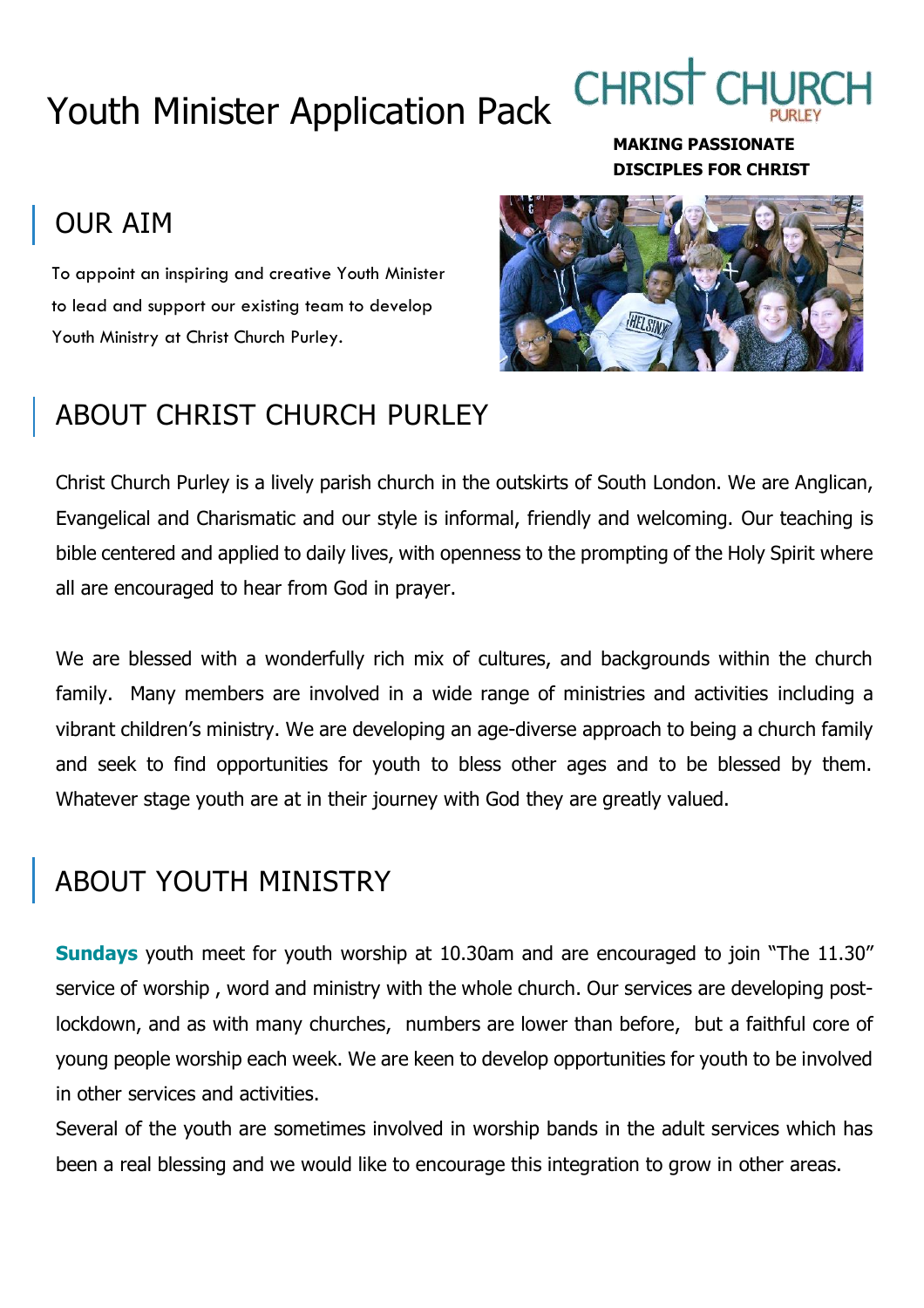# Youth Minister Application Pack

CHRIST CHURCH PURLEY

**MAKING PASSIONATE DISCIPLES FOR CHRIST**

## OUR AIM

To appoint an inspiring and creative Youth Minister to lead and support our existing team to develop Youth Ministry at Christ Church Purley.

## ABOUT CHRIST CHURCH PURLEY

Christ Church Purley is a lively parish church in the outskirts of South London. We are Anglican, Evangelical and Charismatic and our style is informal, friendly and welcoming. Our teaching is bible centered and applied to daily lives, with openness to the prompting of the Holy Spirit where all are encouraged to hear from God in prayer.

We are blessed with a wonderfully rich mix of cultures, and backgrounds within the church family. Many members are involved in a wide range of ministries and activities including a vibrant children's ministry. We are developing an age-diverse approach to being a church family and seek to find opportunities for youth to bless other ages and to be blessed by them. Whatever stage youth are at in their journey with God they are greatly valued.

## ABOUT YOUTH MINISTRY

**Sundays** youth meet for youth worship at 10.30am and are encouraged to join "The 11.30" service of worship , word and ministry with the whole church. Our services are developing post-lockdown, and as with many churches, numbers are lower than before, but a faithful core of young people worship each week. We are keen to develop opportunities for youth to be involved in other services and activities.

Several of the youth are sometimes involved in worship bands in the adult services which has been a real blessing and we would like to encourage this integration to grow in other areas.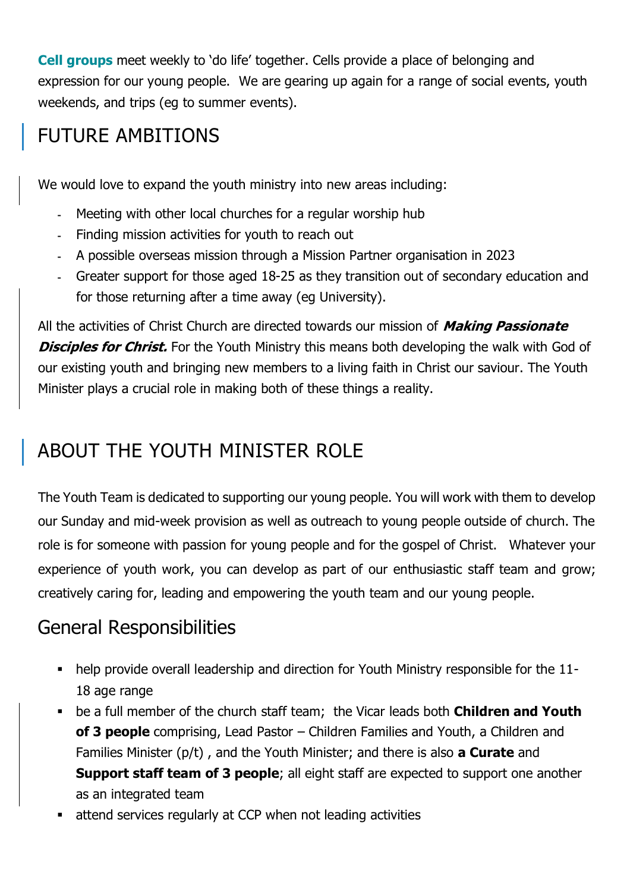**Cell groups** meet weekly to 'do life' together. Cells provide a place of belonging and expression for our young people. We are gearing up again for a range of social events, youth weekends, and trips (eg to summer events).

## FUTURE AMBITIONS

We would love to expand the youth ministry into new areas including:

- Meeting with other local churches for a regular worship hub
- Finding mission activities for youth to reach out
- A possible overseas mission through a Mission Partner organisation in 2023
- Greater support for those aged 18-25 as they transition out of secondary education and for those returning after a time away (eg University).

All the activities of Christ Church are directed towards our mission of ***Making Passionate Disciples for Christ.*** For the Youth Ministry this means both developing the walk with God of our existing youth and bringing new members to a living faith in Christ our saviour. The Youth Minister plays a crucial role in making both of these things a reality.

## ABOUT THE YOUTH MINISTER ROLE

The Youth Team is dedicated to supporting our young people. You will work with them to develop our Sunday and mid-week provision as well as outreach to young people outside of church. The role is for someone with passion for young people and for the gospel of Christ. Whatever your experience of youth work, you can develop as part of our enthusiastic staff team and grow; creatively caring for, leading and empowering the youth team and our young people.

### General Responsibilities

- help provide overall leadership and direction for Youth Ministry responsible for the 11-18 age range
- be a full member of the church staff team; the Vicar leads both **Children and Youth of 3 people** comprising, Lead Pastor – Children Families and Youth, a Children and Families Minister (p/t) , and the Youth Minister; and there is also **a Curate** and **Support staff team of 3 people**; all eight staff are expected to support one another as an integrated team
- attend services regularly at CCP when not leading activities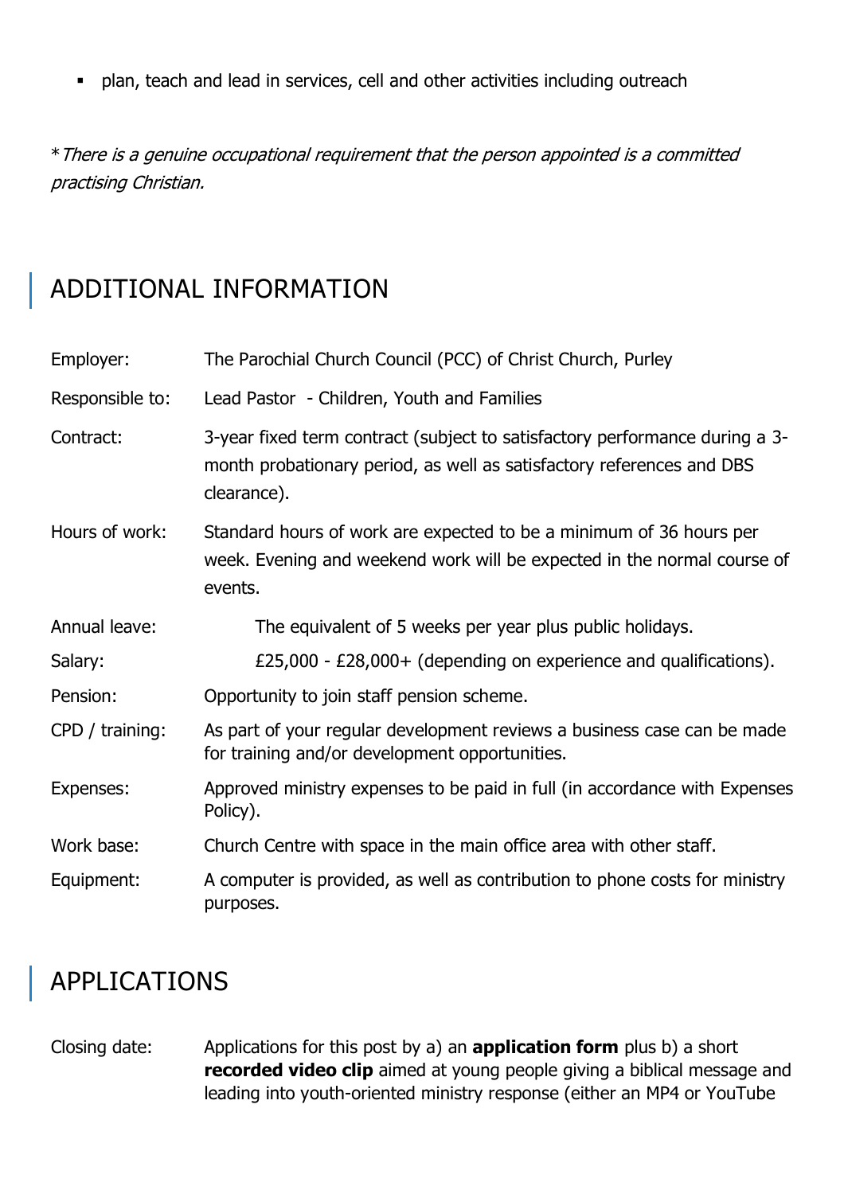- plan, teach and lead in services, cell and other activities including outreach

**There is a genuine occupational requirement that the person appointed is a committed practising Christian.*

## ADDITIONAL INFORMATION

| | |
|---|---|
| Employer: | The Parochial Church Council (PCC) of Christ Church, Purley |
| Responsible to: | Lead Pastor - Children, Youth and Families |
| Contract: | 3-year fixed term contract (subject to satisfactory performance during a 3-month probationary period, as well as satisfactory references and DBS clearance). |
| Hours of work: | Standard hours of work are expected to be a minimum of 36 hours per week. Evening and weekend work will be expected in the normal course of events. |
| Annual leave: | The equivalent of 5 weeks per year plus public holidays. |
| Salary: | £25,000 - £28,000+ (depending on experience and qualifications). |
| Pension: | Opportunity to join staff pension scheme. |
| CPD / training: | As part of your regular development reviews a business case can be made for training and/or development opportunities. |
| Expenses: | Approved ministry expenses to be paid in full (in accordance with Expenses Policy). |
| Work base: | Church Centre with space in the main office area with other staff. |
| Equipment: | A computer is provided, as well as contribution to phone costs for ministry purposes. |

## APPLICATIONS

Closing date: Applications for this post by a) an **application form** plus b) a short **recorded video clip** aimed at young people giving a biblical message and leading into youth-oriented ministry response (either an MP4 or YouTube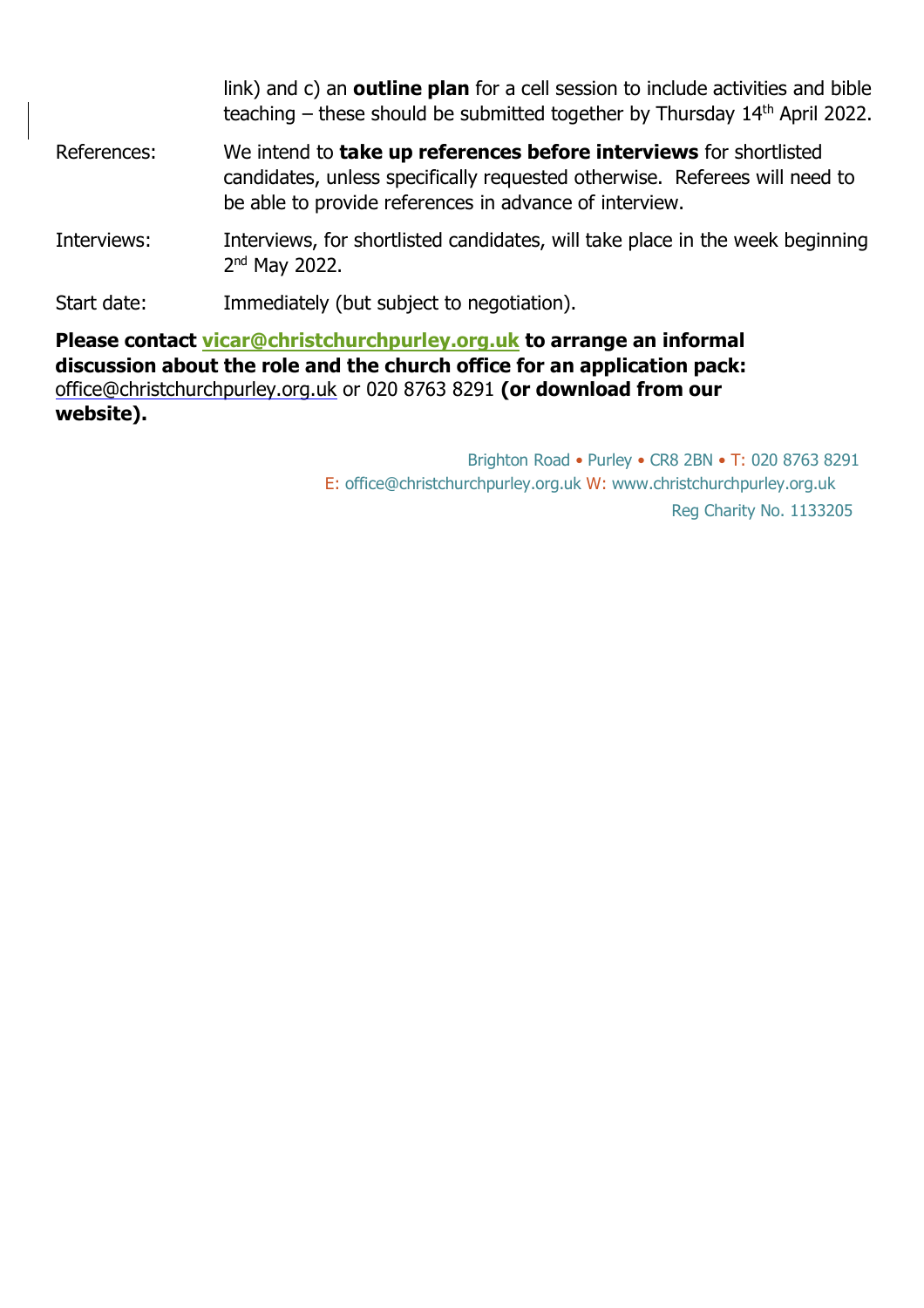| | |
|---|---|
| | link) and c) an **outline plan** for a cell session to include activities and bible teaching – these should be submitted together by Thursday 14th April 2022. |
| References: | We intend to **take up references before interviews** for shortlisted candidates, unless specifically requested otherwise. Referees will need to be able to provide references in advance of interview. |
| Interviews: | Interviews, for shortlisted candidates, will take place in the week beginning 2nd May 2022. |
| Start date: | Immediately (but subject to negotiation). |

**Please contact vicar@christchurchpurley.org.uk to arrange an informal discussion about the role and the church office for an application pack:** office@christchurchpurley.org.uk or 020 8763 8291 **(or download from our website).**

Brighton Road • Purley • CR8 2BN • T: 020 8763 8291
E: office@christchurchpurley.org.uk W: www.christchurchpurley.org.uk
Reg Charity No. 1133205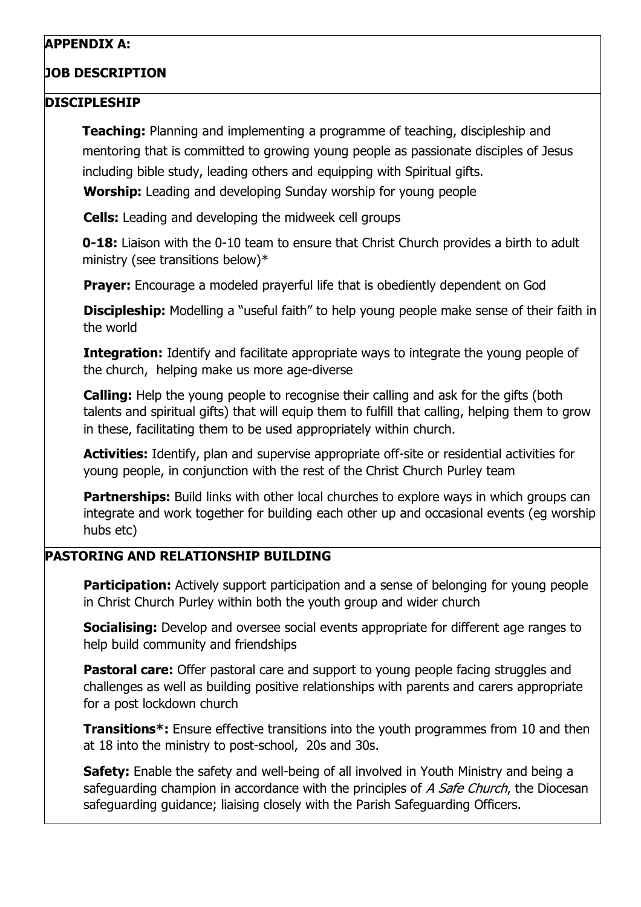**APPENDIX A:**

**JOB DESCRIPTION**

## DISCIPLESHIP

**Teaching:** Planning and implementing a programme of teaching, discipleship and mentoring that is committed to growing young people as passionate disciples of Jesus including bible study, leading others and equipping with Spiritual gifts.

**Worship:** Leading and developing Sunday worship for young people

**Cells:** Leading and developing the midweek cell groups

**0-18:** Liaison with the 0-10 team to ensure that Christ Church provides a birth to adult ministry (see transitions below)*

**Prayer:** Encourage a modeled prayerful life that is obediently dependent on God

**Discipleship:** Modelling a "useful faith" to help young people make sense of their faith in the world

**Integration:** Identify and facilitate appropriate ways to integrate the young people of the church, helping make us more age-diverse

**Calling:** Help the young people to recognise their calling and ask for the gifts (both talents and spiritual gifts) that will equip them to fulfill that calling, helping them to grow in these, facilitating them to be used appropriately within church.

**Activities:** Identify, plan and supervise appropriate off-site or residential activities for young people, in conjunction with the rest of the Christ Church Purley team

**Partnerships:** Build links with other local churches to explore ways in which groups can integrate and work together for building each other up and occasional events (eg worship hubs etc)

## PASTORING AND RELATIONSHIP BUILDING

**Participation:** Actively support participation and a sense of belonging for young people in Christ Church Purley within both the youth group and wider church

**Socialising:** Develop and oversee social events appropriate for different age ranges to help build community and friendships

**Pastoral care:** Offer pastoral care and support to young people facing struggles and challenges as well as building positive relationships with parents and carers appropriate for a post lockdown church

**Transitions*:** Ensure effective transitions into the youth programmes from 10 and then at 18 into the ministry to post-school, 20s and 30s.

**Safety:** Enable the safety and well-being of all involved in Youth Ministry and being a safeguarding champion in accordance with the principles of *A Safe Church*, the Diocesan safeguarding guidance; liaising closely with the Parish Safeguarding Officers.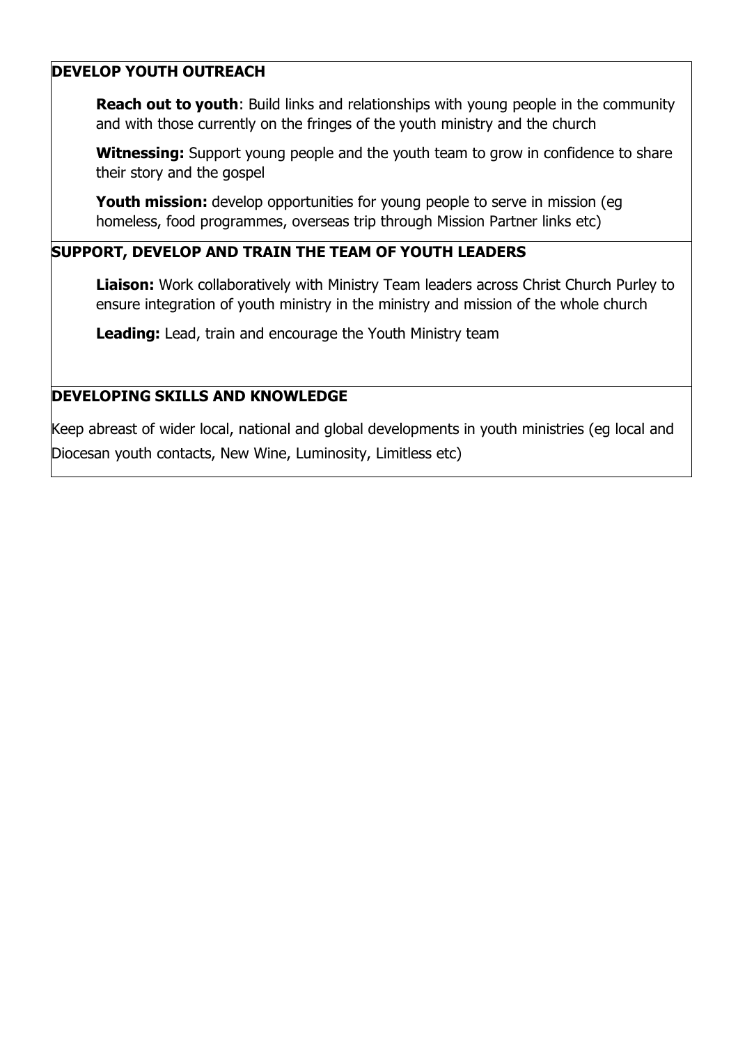**DEVELOP YOUTH OUTREACH**

**Reach out to youth**: Build links and relationships with young people in the community and with those currently on the fringes of the youth ministry and the church

**Witnessing:** Support young people and the youth team to grow in confidence to share their story and the gospel

**Youth mission:** develop opportunities for young people to serve in mission (eg homeless, food programmes, overseas trip through Mission Partner links etc)

**SUPPORT, DEVELOP AND TRAIN THE TEAM OF YOUTH LEADERS**

**Liaison:** Work collaboratively with Ministry Team leaders across Christ Church Purley to ensure integration of youth ministry in the ministry and mission of the whole church

**Leading:** Lead, train and encourage the Youth Ministry team

**DEVELOPING SKILLS AND KNOWLEDGE**

Keep abreast of wider local, national and global developments in youth ministries (eg local and Diocesan youth contacts, New Wine, Luminosity, Limitless etc)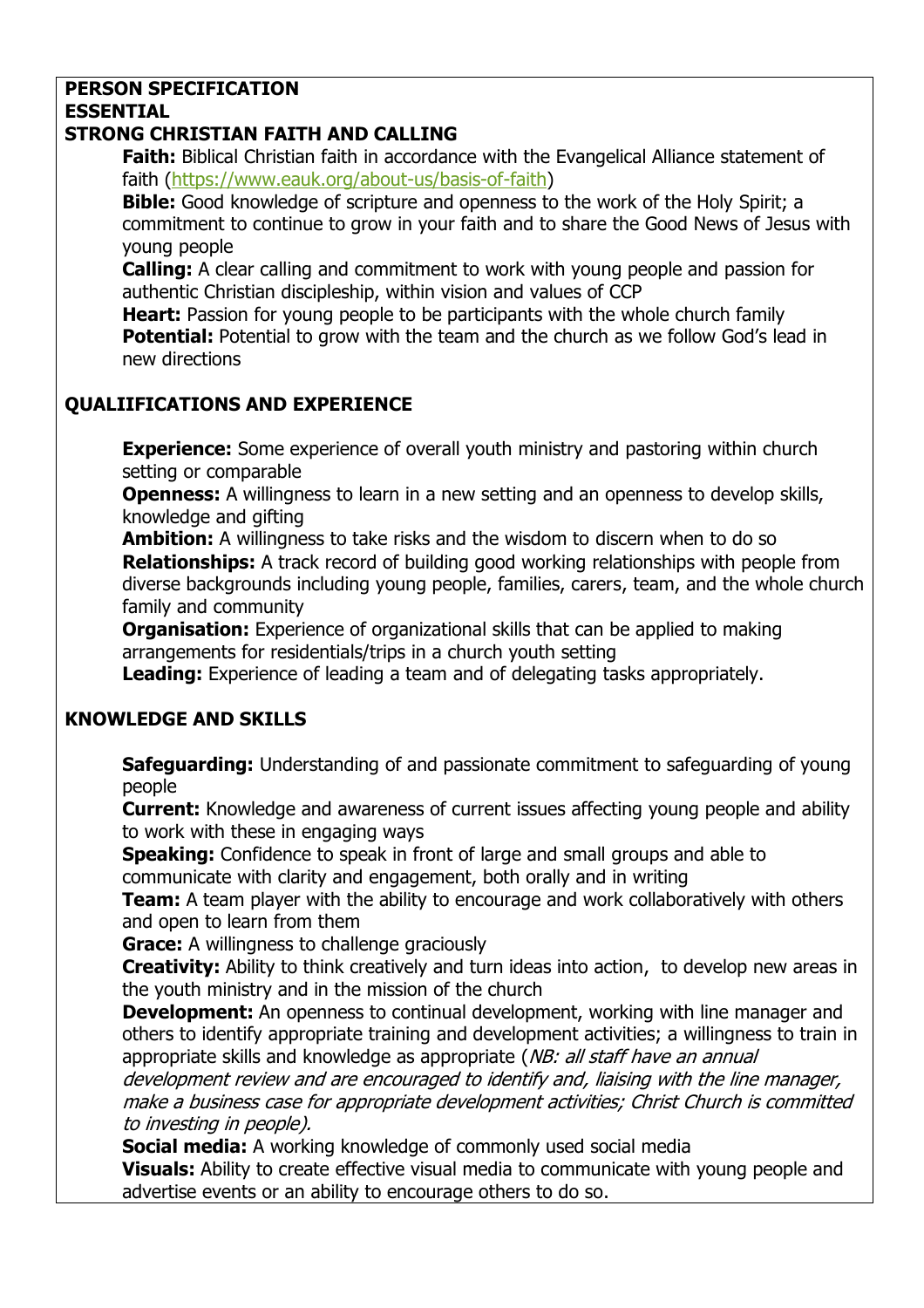# PERSON SPECIFICATION

## ESSENTIAL

### STRONG CHRISTIAN FAITH AND CALLING

**Faith:** Biblical Christian faith in accordance with the Evangelical Alliance statement of faith (https://www.eauk.org/about-us/basis-of-faith)

**Bible:** Good knowledge of scripture and openness to the work of the Holy Spirit; a commitment to continue to grow in your faith and to share the Good News of Jesus with young people

**Calling:** A clear calling and commitment to work with young people and passion for authentic Christian discipleship, within vision and values of CCP

**Heart:** Passion for young people to be participants with the whole church family

**Potential:** Potential to grow with the team and the church as we follow God's lead in new directions

### QUALIIFICATIONS AND EXPERIENCE

**Experience:** Some experience of overall youth ministry and pastoring within church setting or comparable

**Openness:** A willingness to learn in a new setting and an openness to develop skills, knowledge and gifting

**Ambition:** A willingness to take risks and the wisdom to discern when to do so

**Relationships:** A track record of building good working relationships with people from diverse backgrounds including young people, families, carers, team, and the whole church family and community

**Organisation:** Experience of organizational skills that can be applied to making arrangements for residentials/trips in a church youth setting

**Leading:** Experience of leading a team and of delegating tasks appropriately.

### KNOWLEDGE AND SKILLS

**Safeguarding:** Understanding of and passionate commitment to safeguarding of young people

**Current:** Knowledge and awareness of current issues affecting young people and ability to work with these in engaging ways

**Speaking:** Confidence to speak in front of large and small groups and able to communicate with clarity and engagement, both orally and in writing

**Team:** A team player with the ability to encourage and work collaboratively with others and open to learn from them

**Grace:** A willingness to challenge graciously

**Creativity:** Ability to think creatively and turn ideas into action, to develop new areas in the youth ministry and in the mission of the church

**Development:** An openness to continual development, working with line manager and others to identify appropriate training and development activities; a willingness to train in appropriate skills and knowledge as appropriate (*NB: all staff have an annual development review and are encouraged to identify and, liaising with the line manager, make a business case for appropriate development activities; Christ Church is committed to investing in people).*

**Social media:** A working knowledge of commonly used social media

**Visuals:** Ability to create effective visual media to communicate with young people and advertise events or an ability to encourage others to do so.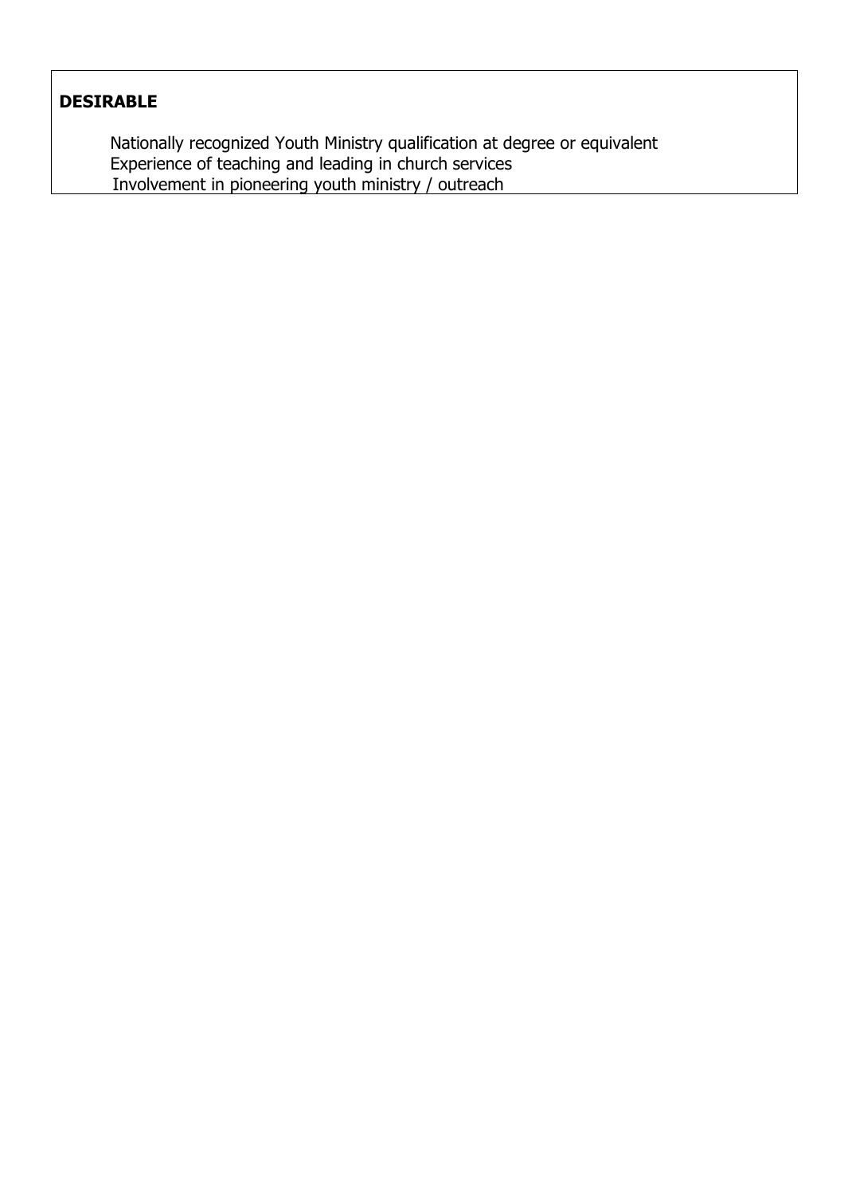**DESIRABLE**

Nationally recognized Youth Ministry qualification at degree or equivalent
Experience of teaching and leading in church services
Involvement in pioneering youth ministry / outreach